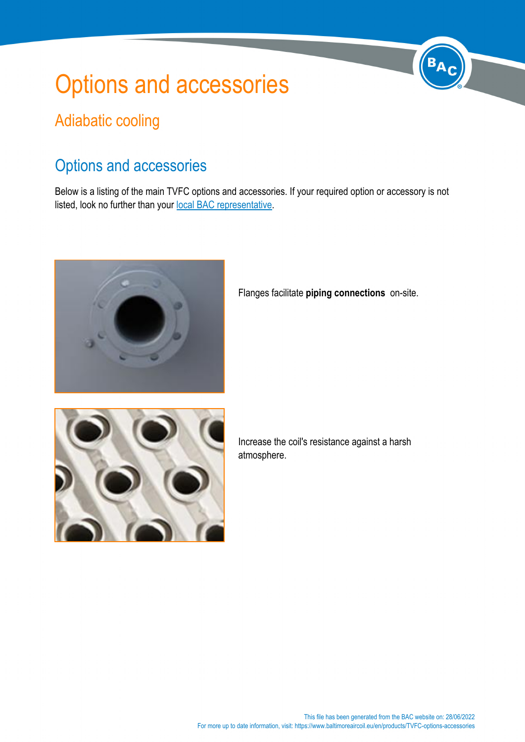# Options and accessories

## Adiabatic cooling

## Options and accessories

Below is a listing of the main TVFC options and accessories. If your required option or accessory is not listed, look no further than your local BAC representative.

Flanges facilitate **piping connections** on-site.

Increase the coil's resistance against a harsh atmosphere.

This file has been generated from the BAC website on: 28/06/2022
For more up to date information, visit: https://www.baltimoreaircoil.eu/en/products/TVFC-options-accessories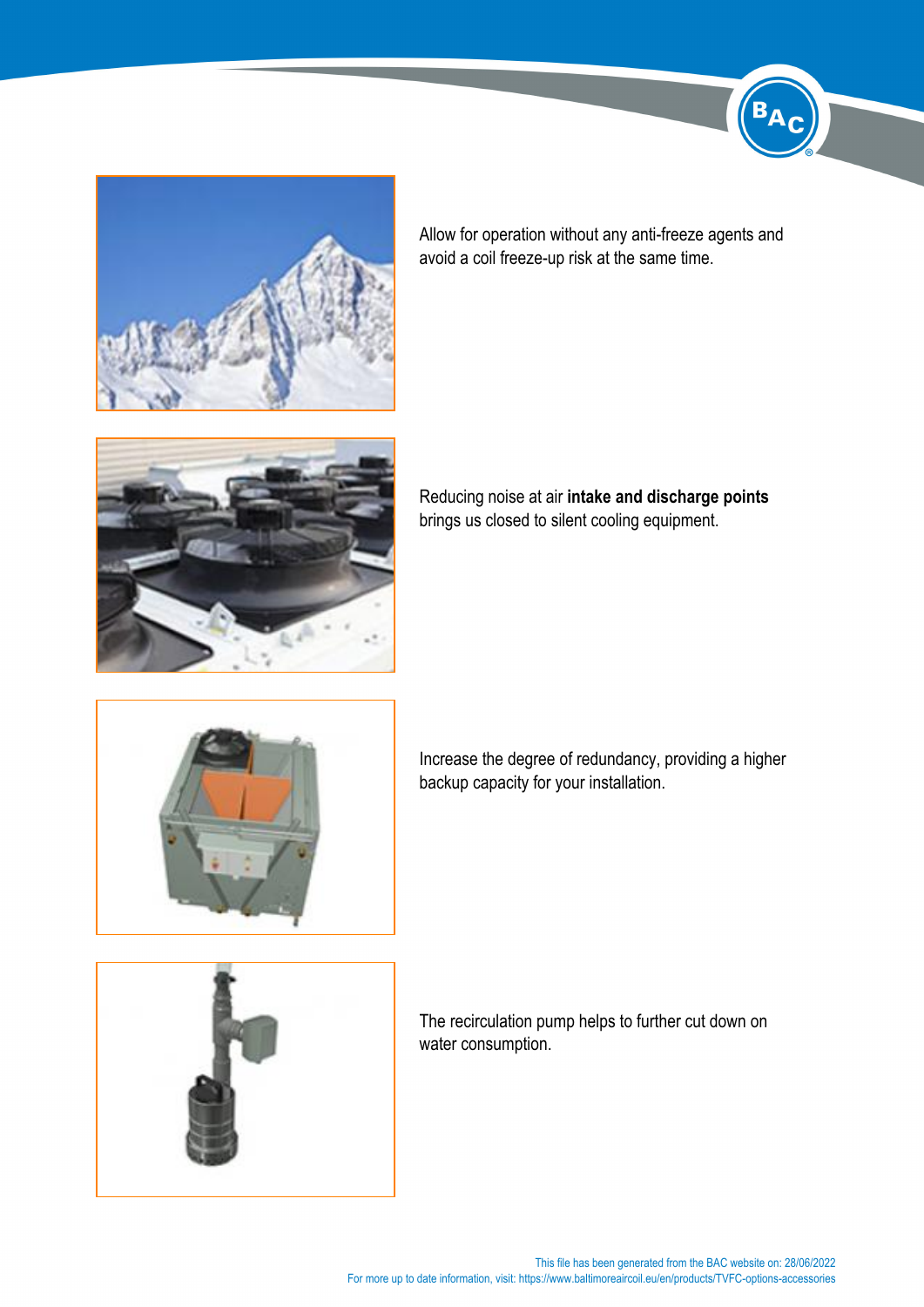Allow for operation without any anti-freeze agents and avoid a coil freeze-up risk at the same time.

Reducing noise at air **intake and discharge points** brings us closed to silent cooling equipment.

Increase the degree of redundancy, providing a higher backup capacity for your installation.

The recirculation pump helps to further cut down on water consumption.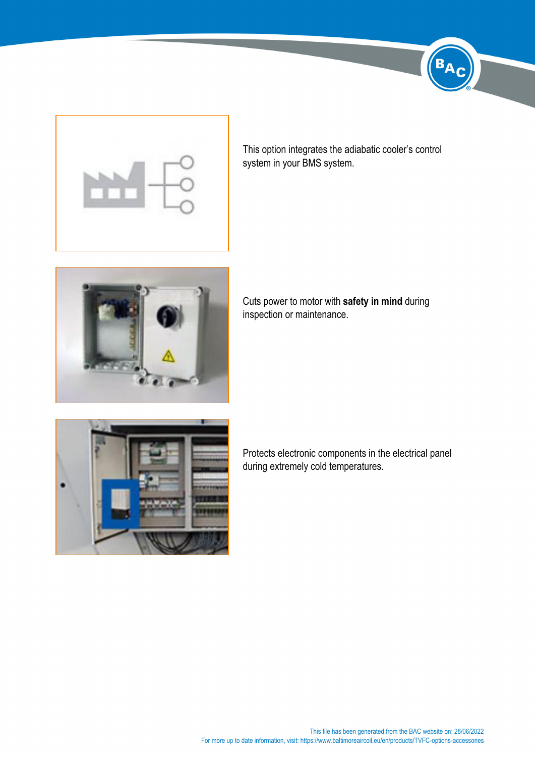This option integrates the adiabatic cooler's control system in your BMS system.

Cuts power to motor with **safety in mind** during inspection or maintenance.

Protects electronic components in the electrical panel during extremely cold temperatures.

This file has been generated from the BAC website on: 28/06/2022
For more up to date information, visit: https://www.baltimoreaircoil.eu/en/products/TVFC-options-accessories